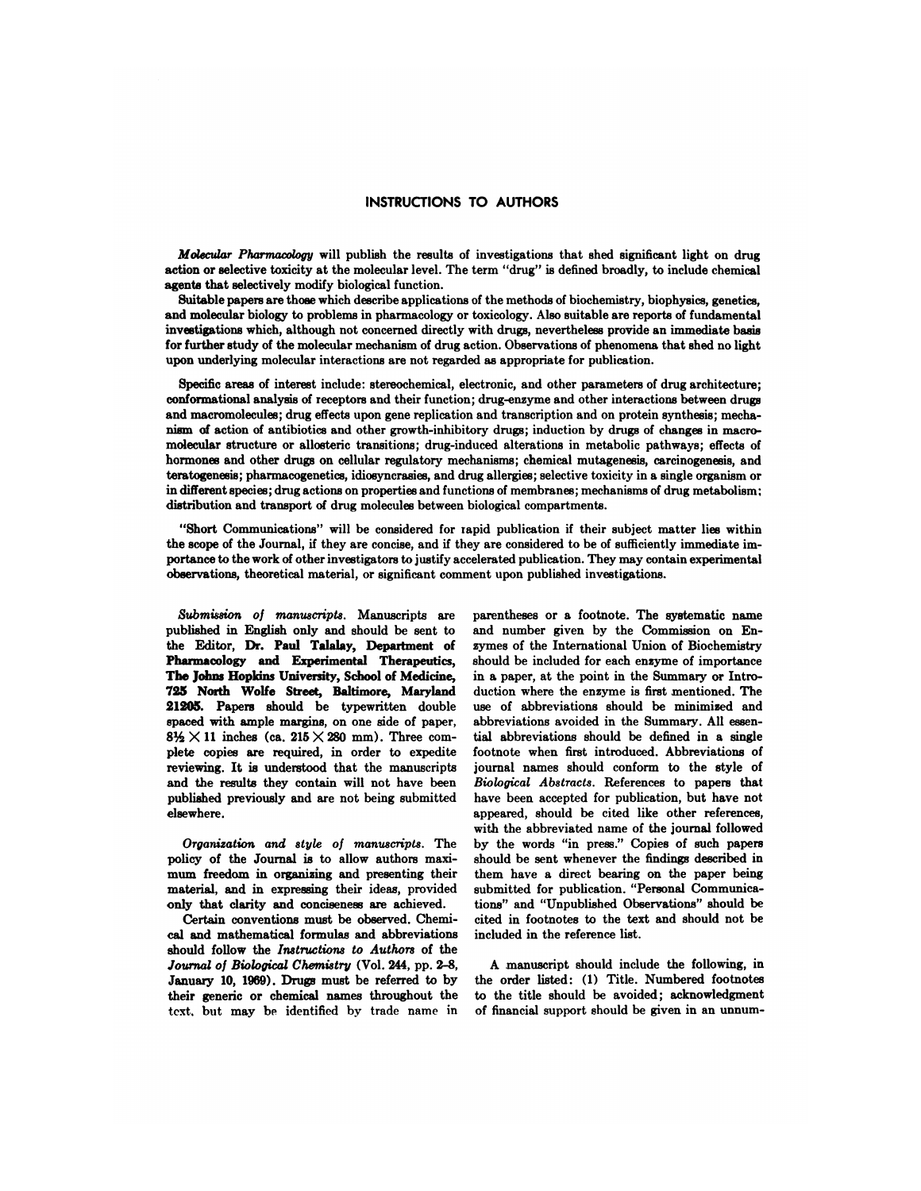# INSTRUCTIONS TO AUTHORS

*Molecular Pharmacology* will publish the results of investigations that shed significant light on drug action or selective toxicity at the molecular level. The term "drug" is defined broadly, to include chemical agents that selectively modify biological function.

Suitable papers are those which describe applications of the methods of biochemistry, biophysics, genetics, and molecular biology to problems in pharmacology or toxicology. Also suitable are reports of fundamental investigations which, although not concerned directly with drugs, nevertheless provide an immediate basis for further study of the molecular mechanism of drug action. Observations of phenomena that shed no light upon underlying molecular interactions are not regarded as appropriate for publication.

Specific areas of interest include: stereochemical, electronic, and other parameters of drug architecture; conformational analysis of receptors and their function; drug-enzyme and other interactions between drugs and macromolecules; drug effects upon gene replication and transcription and on protein synthesis; mechanism of action of antibiotics and other growth-inhibitory drugs; induction by drugs of changes in macromolecular structure or allosteric transitions; drug-induced alterations in metabolic pathways; effects of hormones and other drugs on cellular regulatory mechanisms; chemical mutagenesis, carcinogenesis, and teratogenesis; pharmacogenetics, idiosyncrasies, and drug allergies; selective toxicity in a single organism or in different species; drug actions on properties and functions of membranes; mechanisms of drug metabolism; distribution and transport of drug molecules between biological compartments.

"Short Communications" will be considered for rapid publication if their subject matter lies within the scope of the Journal, if they are concise, and if they are considered to be of sufficiently immediate importance to the work of other investigators to justify accelerated publication. They may contain experimental observations, theoretical material, or significant comment upon published investigations.

*Submission of manuscripts.* Manuscripts are published in English only and should be sent to the Editor, **Dr. Paul Talalay, Department of Pharmacology and Experimental Therapeutics, The Johns Hopkins University, School of Medicine, 725 North Wolfe Street, Baltimore, Maryland 21205.** Papers should be typewritten double spaced with ample margins, on one side of paper, 8½ × 11 inches (ca. 215 × 280 mm). Three complete copies are required, in order to expedite reviewing. It is understood that the manuscripts and the results they contain will not have been published previously and are not being submitted elsewhere.

*Organization and style of manuscripts.* The policy of the Journal is to allow authors maximum freedom in organizing and presenting their material, and in expressing their ideas, provided only that clarity and conciseness are achieved.

Certain conventions must be observed. Chemical and mathematical formulas and abbreviations should follow the *Instructions to Authors* of the *Journal of Biological Chemistry* (Vol. 244, pp. 2–8, January 10, 1969). Drugs must be referred to by their generic or chemical names throughout the text, but may be identified by trade name in parentheses or a footnote. The systematic name and number given by the Commission on Enzymes of the International Union of Biochemistry should be included for each enzyme of importance in a paper, at the point in the Summary or Introduction where the enzyme is first mentioned. The use of abbreviations should be minimized and abbreviations avoided in the Summary. All essential abbreviations should be defined in a single footnote when first introduced. Abbreviations of journal names should conform to the style of *Biological Abstracts*. References to papers that have been accepted for publication, but have not appeared, should be cited like other references, with the abbreviated name of the journal followed by the words "in press." Copies of such papers should be sent whenever the findings described in them have a direct bearing on the paper being submitted for publication. "Personal Communications" and "Unpublished Observations" should be cited in footnotes to the text and should not be included in the reference list.

A manuscript should include the following, in the order listed: (1) Title. Numbered footnotes to the title should be avoided; acknowledgment of financial support should be given in an unnum-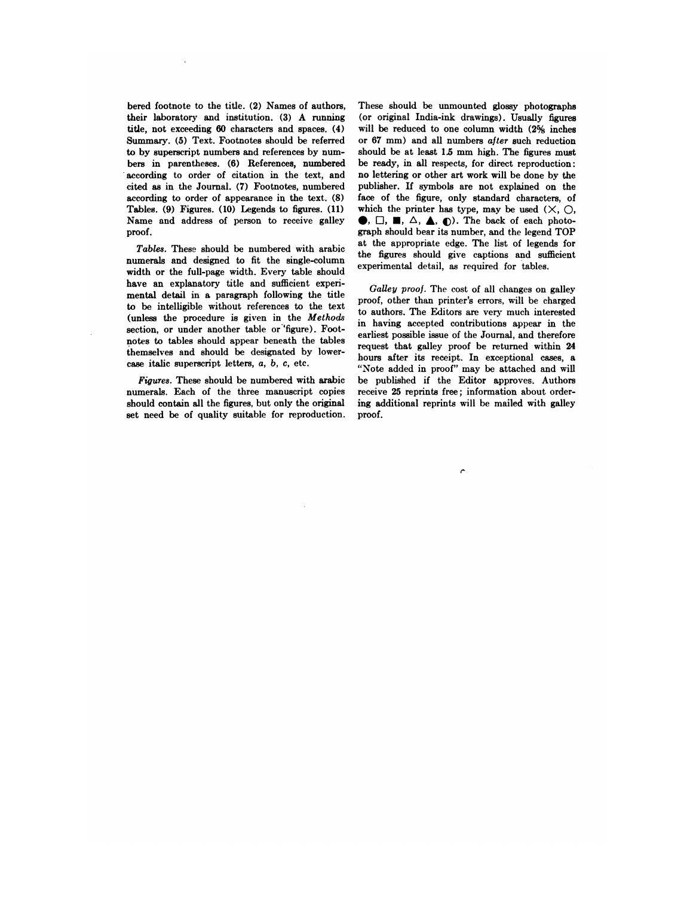bered footnote to the title. (2) Names of authors, their laboratory and institution. (3) A running title, not exceeding 60 characters and spaces. (4) Summary. (5) Text. Footnotes should be referred to by superscript numbers and references by numbers in parentheses. (6) References, numbered according to order of citation in the text, and cited as in the Journal. (7) Footnotes, numbered according to order of appearance in the text. (8) Tables. (9) Figures. (10) Legends to figures. (11) Name and address of person to receive galley proof.

*Tables.* These should be numbered with arabic numerals and designed to fit the single-column width or the full-page width. Every table should have an explanatory title and sufficient experimental detail in a paragraph following the title to be intelligible without references to the text (unless the procedure is given in the *Methods* section, or under another table or figure). Footnotes to tables should appear beneath the tables themselves and should be designated by lowercase italic superscript letters, *a*, *b*, *c*, etc.

*Figures.* These should be numbered with arabic numerals. Each of the three manuscript copies should contain all the figures, but only the original set need be of quality suitable for reproduction. These should be unmounted glossy photographs (or original India-ink drawings). Usually figures will be reduced to one column width (2⅝ inches or 67 mm) and all numbers *after* such reduction should be at least 1.5 mm high. The figures must be ready, in all respects, for direct reproduction: no lettering or other art work will be done by the publisher. If symbols are not explained on the face of the figure, only standard characters, of which the printer has type, may be used (×, ○, ●, □, ■, △, ▲, ◐). The back of each photograph should bear its number, and the legend TOP at the appropriate edge. The list of legends for the figures should give captions and sufficient experimental detail, as required for tables.

*Galley proof.* The cost of all changes on galley proof, other than printer's errors, will be charged to authors. The Editors are very much interested in having accepted contributions appear in the earliest possible issue of the Journal, and therefore request that galley proof be returned within 24 hours after its receipt. In exceptional cases, a "Note added in proof" may be attached and will be published if the Editor approves. Authors receive 25 reprints free; information about ordering additional reprints will be mailed with galley proof.